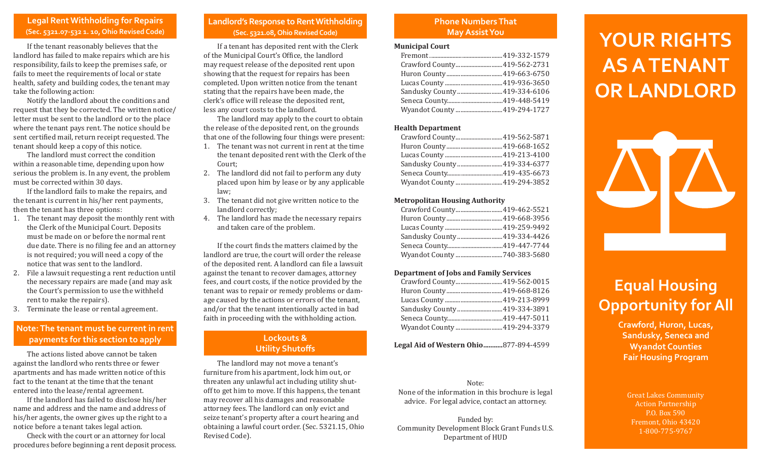## Legal Rent Withholding for Repairs
**(Sec. 5321.07-532 1. 10, Ohio Revised Code)**

If the tenant reasonably believes that the landlord has failed to make repairs which are his responsibility, fails to keep the premises safe, or fails to meet the requirements of local or state health, safety and building codes, the tenant may take the following action:

Notify the landlord about the conditions and request that they be corrected. The written notice/letter must be sent to the landlord or to the place where the tenant pays rent. The notice should be sent certified mail, return receipt requested. The tenant should keep a copy of this notice.

The landlord must correct the condition within a reasonable time, depending upon how serious the problem is. In any event, the problem must be corrected within 30 days.

If the landlord fails to make the repairs, and the tenant is current in his/her rent payments, then the tenant has three options:

1. The tenant may deposit the monthly rent with the Clerk of the Municipal Court. Deposits must be made on or before the normal rent due date. There is no filing fee and an attorney is not required; you will need a copy of the notice that was sent to the landlord.
2. File a lawsuit requesting a rent reduction until the necessary repairs are made (and may ask the Court's permission to use the withheld rent to make the repairs).
3. Terminate the lease or rental agreement.

### Note: The tenant must be current in rent payments for this section to apply

The actions listed above cannot be taken against the landlord who rents three or fewer apartments and has made written notice of this fact to the tenant at the time that the tenant entered into the lease/rental agreement.

If the landlord has failed to disclose his/her name and address and the name and address of his/her agents, the owner gives up the right to a notice before a tenant takes legal action.

Check with the court or an attorney for local procedures before beginning a rent deposit process.

## Landlord's Response to Rent Withholding
**(Sec. 5321.08, Ohio Revised Code)**

If a tenant has deposited rent with the Clerk of the Municipal Court's Office, the landlord may request release of the deposited rent upon showing that the request for repairs has been completed. Upon written notice from the tenant stating that the repairs have been made, the clerk's office will release the deposited rent, less any court costs to the landlord.

The landlord may apply to the court to obtain the release of the deposited rent, on the grounds that one of the following four things were present:

1. The tenant was not current in rent at the time the tenant deposited rent with the Clerk of the Court;
2. The landlord did not fail to perform any duty placed upon him by lease or by any applicable law;
3. The tenant did not give written notice to the landlord correctly;
4. The landlord has made the necessary repairs and taken care of the problem.

If the court finds the matters claimed by the landlord are true, the court will order the release of the deposited rent. A landlord can file a lawsuit against the tenant to recover damages, attorney fees, and court costs, if the notice provided by the tenant was to repair or remedy problems or damage caused by the actions or errors of the tenant, and/or that the tenant intentionally acted in bad faith in proceeding with the withholding action.

## Lockouts & Utility Shutoffs

The landlord may not move a tenant's furniture from his apartment, lock him out, or threaten any unlawful act including utility shut-off to get him to move. If this happens, the tenant may recover all his damages and reasonable attorney fees. The landlord can only evict and seize tenant's property after a court hearing and obtaining a lawful court order. (Sec. 5321.15, Ohio Revised Code).

## Phone Numbers That May Assist You

**Municipal Court**

- Fremont ................ 419-332-1579
- Crawford County ................ 419-562-2731
- Huron County ................ 419-663-6750
- Lucas County ................ 419-936-3650
- Sandusky County ................ 419-334-6106
- Seneca County ................ 419-448-5419
- Wyandot County ................ 419-294-1727

**Health Department**

- Crawford County ................ 419-562-5871
- Huron County ................ 419-668-1652
- Lucas County ................ 419-213-4100
- Sandusky County ................ 419-334-6377
- Seneca County ................ 419-435-6673
- Wyandot County ................ 419-294-3852

**Metropolitan Housing Authority**

- Crawford County ................ 419-462-5521
- Huron County ................ 419-668-3956
- Lucas County ................ 419-259-9492
- Sandusky County ................ 419-334-4426
- Seneca County ................ 419-447-7744
- Wyandot County ................ 740-383-5680

**Department of Jobs and Family Services**

- Crawford County ................ 419-562-0015
- Huron County ................ 419-668-8126
- Lucas County ................ 419-213-8999
- Sandusky County ................ 419-334-3891
- Seneca County ................ 419-447-5011
- Wyandot County ................ 419-294-3379

**Legal Aid of Western Ohio**........... 877-894-4599

Note:
None of the information in this brochure is legal advice. For legal advice, contact an attorney.

Funded by:
Community Development Block Grant Funds U.S. Department of HUD

# YOUR RIGHTS AS A TENANT OR LANDLORD

## Equal Housing Opportunity for All

**Crawford, Huron, Lucas, Sandusky, Seneca and Wyandot Counties Fair Housing Program**

Great Lakes Community Action Partnership
P.O. Box 590
Fremont, Ohio 43420
1-800-775-9767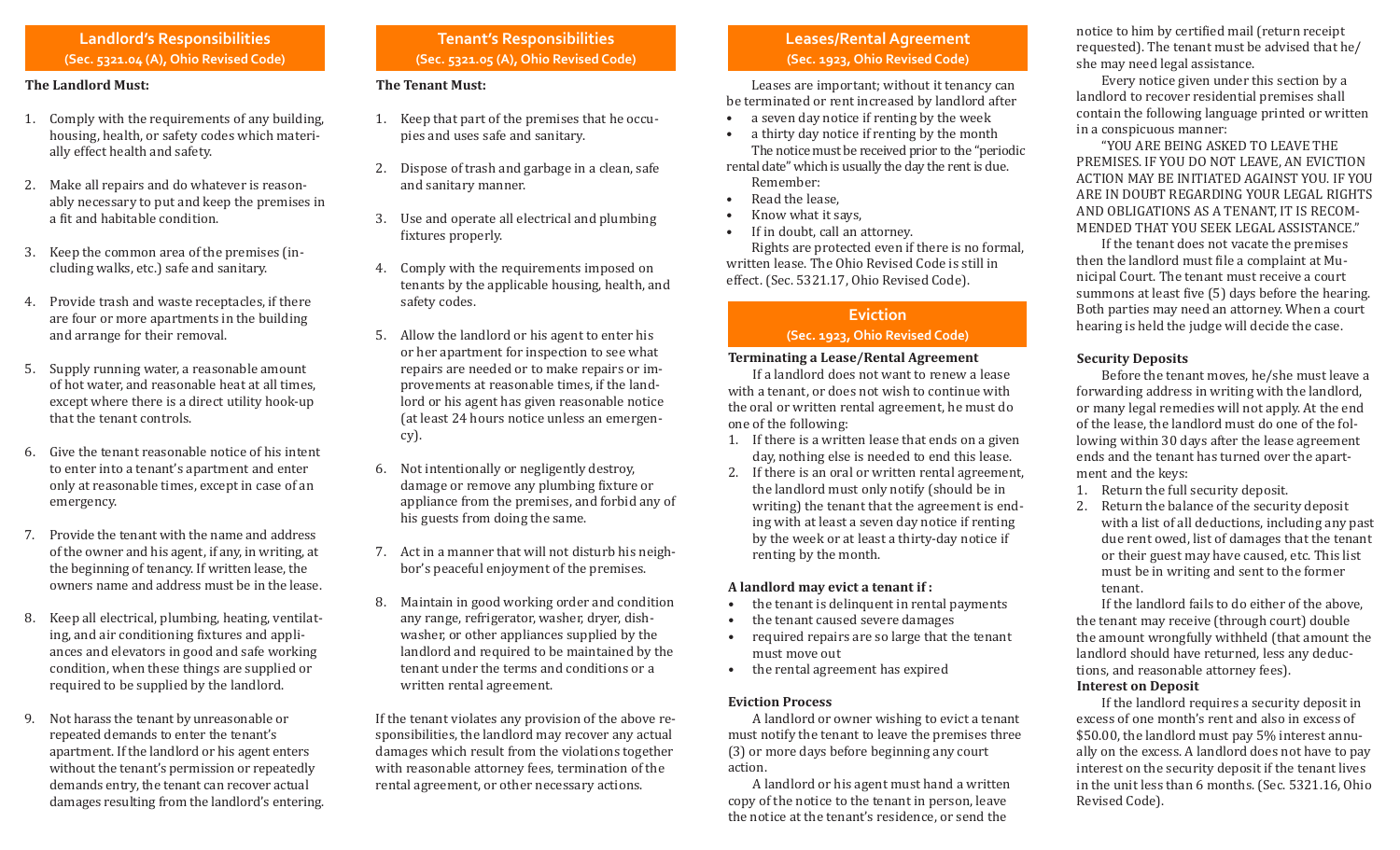## Landlord's Responsibilities

**(Sec. 5321.04 (A), Ohio Revised Code)**

**The Landlord Must:**

1. Comply with the requirements of any building, housing, health, or safety codes which materially effect health and safety.
2. Make all repairs and do whatever is reasonably necessary to put and keep the premises in a fit and habitable condition.
3. Keep the common area of the premises (including walks, etc.) safe and sanitary.
4. Provide trash and waste receptacles, if there are four or more apartments in the building and arrange for their removal.
5. Supply running water, a reasonable amount of hot water, and reasonable heat at all times, except where there is a direct utility hook-up that the tenant controls.
6. Give the tenant reasonable notice of his intent to enter into a tenant's apartment and enter only at reasonable times, except in case of an emergency.
7. Provide the tenant with the name and address of the owner and his agent, if any, in writing, at the beginning of tenancy. If written lease, the owners name and address must be in the lease.
8. Keep all electrical, plumbing, heating, ventilating, and air conditioning fixtures and appliances and elevators in good and safe working condition, when these things are supplied or required to be supplied by the landlord.
9. Not harass the tenant by unreasonable or repeated demands to enter the tenant's apartment. If the landlord or his agent enters without the tenant's permission or repeatedly demands entry, the tenant can recover actual damages resulting from the landlord's entering.

## Tenant's Responsibilities

**(Sec. 5321.05 (A), Ohio Revised Code)**

**The Tenant Must:**

1. Keep that part of the premises that he occupies and uses safe and sanitary.
2. Dispose of trash and garbage in a clean, safe and sanitary manner.
3. Use and operate all electrical and plumbing fixtures properly.
4. Comply with the requirements imposed on tenants by the applicable housing, health, and safety codes.
5. Allow the landlord or his agent to enter his or her apartment for inspection to see what repairs are needed or to make repairs or improvements at reasonable times, if the landlord or his agent has given reasonable notice (at least 24 hours notice unless an emergency).
6. Not intentionally or negligently destroy, damage or remove any plumbing fixture or appliance from the premises, and forbid any of his guests from doing the same.
7. Act in a manner that will not disturb his neighbor's peaceful enjoyment of the premises.
8. Maintain in good working order and condition any range, refrigerator, washer, dryer, dishwasher, or other appliances supplied by the landlord and required to be maintained by the tenant under the terms and conditions or a written rental agreement.

If the tenant violates any provision of the above responsibilities, the landlord may recover any actual damages which result from the violations together with reasonable attorney fees, termination of the rental agreement, or other necessary actions.

## Leases/Rental Agreement

**(Sec. 1923, Ohio Revised Code)**

Leases are important; without it tenancy can be terminated or rent increased by landlord after

- a seven day notice if renting by the week
- a thirty day notice if renting by the month

The notice must be received prior to the "periodic rental date" which is usually the day the rent is due.

Remember:

- Read the lease,
- Know what it says,
- If in doubt, call an attorney.

Rights are protected even if there is no formal, written lease. The Ohio Revised Code is still in effect. (Sec. 5321.17, Ohio Revised Code).

## Eviction

**(Sec. 1923, Ohio Revised Code)**

**Terminating a Lease/Rental Agreement**

If a landlord does not want to renew a lease with a tenant, or does not wish to continue with the oral or written rental agreement, he must do one of the following:

1. If there is a written lease that ends on a given day, nothing else is needed to end this lease.
2. If there is an oral or written rental agreement, the landlord must only notify (should be in writing) the tenant that the agreement is ending with at least a seven day notice if renting by the week or at least a thirty-day notice if renting by the month.

**A landlord may evict a tenant if :**

- the tenant is delinquent in rental payments
- the tenant caused severe damages
- required repairs are so large that the tenant must move out
- the rental agreement has expired

**Eviction Process**

A landlord or owner wishing to evict a tenant must notify the tenant to leave the premises three (3) or more days before beginning any court action.

A landlord or his agent must hand a written copy of the notice to the tenant in person, leave the notice at the tenant's residence, or send the notice to him by certified mail (return receipt requested). The tenant must be advised that he/she may need legal assistance.

Every notice given under this section by a landlord to recover residential premises shall contain the following language printed or written in a conspicuous manner:

"YOU ARE BEING ASKED TO LEAVE THE PREMISES. IF YOU DO NOT LEAVE, AN EVICTION ACTION MAY BE INITIATED AGAINST YOU. IF YOU ARE IN DOUBT REGARDING YOUR LEGAL RIGHTS AND OBLIGATIONS AS A TENANT, IT IS RECOMMENDED THAT YOU SEEK LEGAL ASSISTANCE."

If the tenant does not vacate the premises then the landlord must file a complaint at Municipal Court. The tenant must receive a court summons at least five (5) days before the hearing. Both parties may need an attorney. When a court hearing is held the judge will decide the case.

**Security Deposits**

Before the tenant moves, he/she must leave a forwarding address in writing with the landlord, or many legal remedies will not apply. At the end of the lease, the landlord must do one of the following within 30 days after the lease agreement ends and the tenant has turned over the apartment and the keys:

1. Return the full security deposit.
2. Return the balance of the security deposit with a list of all deductions, including any past due rent owed, list of damages that the tenant or their guest may have caused, etc. This list must be in writing and sent to the former tenant.

If the landlord fails to do either of the above, the tenant may receive (through court) double the amount wrongfully withheld (that amount the landlord should have returned, less any deductions, and reasonable attorney fees).

**Interest on Deposit**

If the landlord requires a security deposit in excess of one month's rent and also in excess of $50.00, the landlord must pay 5% interest annually on the excess. A landlord does not have to pay interest on the security deposit if the tenant lives in the unit less than 6 months. (Sec. 5321.16, Ohio Revised Code).